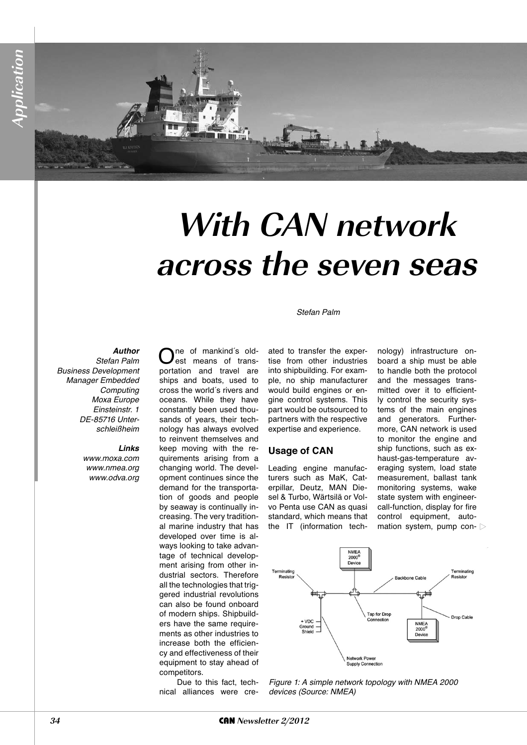// Application

# With CAN network across the seven seas

*Stefan Palm*

***Author***
*Stefan Palm*
*Business Development Manager Embedded Computing*
*Moxa Europe*
*Einsteinstr. 1*
*DE-85716 Unterschleißheim*

***Links***
*www.moxa.com*
*www.nmea.org*
*www.odva.org*

One of mankind´s oldest means of transportation and travel are ships and boats, used to cross the world´s rivers and oceans. While they have constantly been used thousands of years, their technology has always evolved to reinvent themselves and keep moving with the requirements arising from a changing world. The development continues since the demand for the transportation of goods and people by seaway is continually increasing. The very traditional marine industry that has developed over time is always looking to take advantage of technical development arising from other industrial sectors. Therefore all the technologies that triggered industrial revolutions can also be found onboard of modern ships. Shipbuilders have the same requirements as other industries to increase both the efficiency and effectiveness of their equipment to stay ahead of competitors.

Due to this fact, technical alliances were created to transfer the expertise from other industries into shipbuilding. For example, no ship manufacturer would build engines or engine control systems. This part would be outsourced to partners with the respective expertise and experience.

## Usage of CAN

Leading engine manufacturers such as MaK, Caterpillar, Deutz, MAN Diesel & Turbo, Wärtsilä or Volvo Penta use CAN as quasi standard, which means that the IT (information technology) infrastructure onboard a ship must be able to handle both the protocol and the messages transmitted over it to efficiently control the security systems of the main engines and generators. Furthermore, CAN network is used to monitor the engine and ship functions, such as exhaust-gas-temperature averaging system, load state measurement, ballast tank monitoring systems, wake state system with engineer-call-function, display for fire control equipment, automation system, pump con-

Figure 1: A simple network topology with NMEA 2000 devices (Source: NMEA)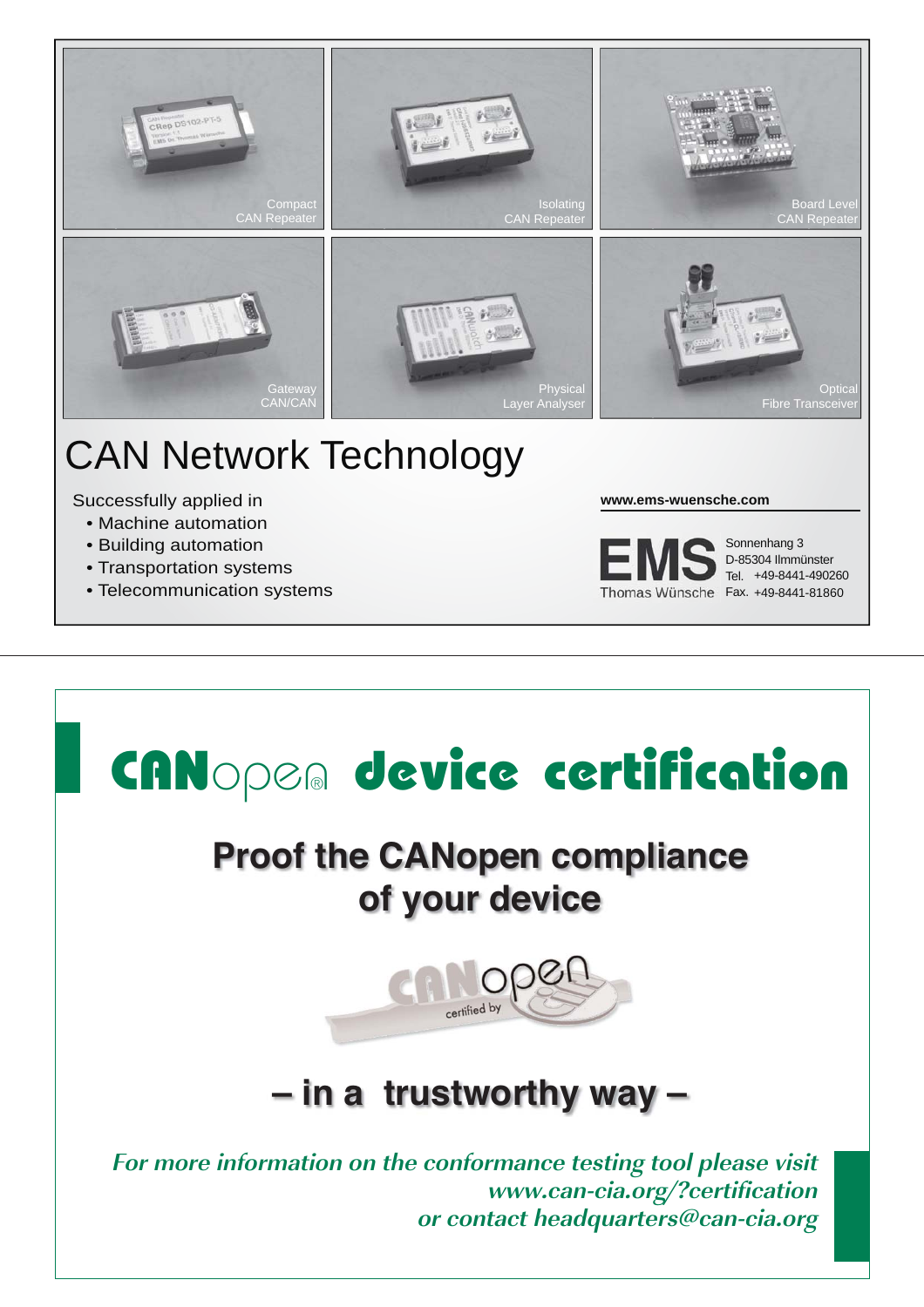Compact CAN Repeater

Isolating CAN Repeater

Board Level CAN Repeater

Gateway CAN/CAN

Physical Layer Analyser

Optical Fibre Transceiver

# CAN Network Technology

Successfully applied in

- Machine automation
- Building automation
- Transportation systems
- Telecommunication systems

**www.ems-wuensche.com**

EMS Thomas Wünsche

Sonnenhang 3
D-85304 Ilmmünster
Tel. +49-8441-490260
Fax. +49-8441-81860

---

# CANopen® device certification

## Proof the CANopen compliance of your device

CANopen certified by CiA

## – in a trustworthy way –

*For more information on the conformance testing tool please visit*
*www.can-cia.org/?certification*
*or contact headquarters@can-cia.org*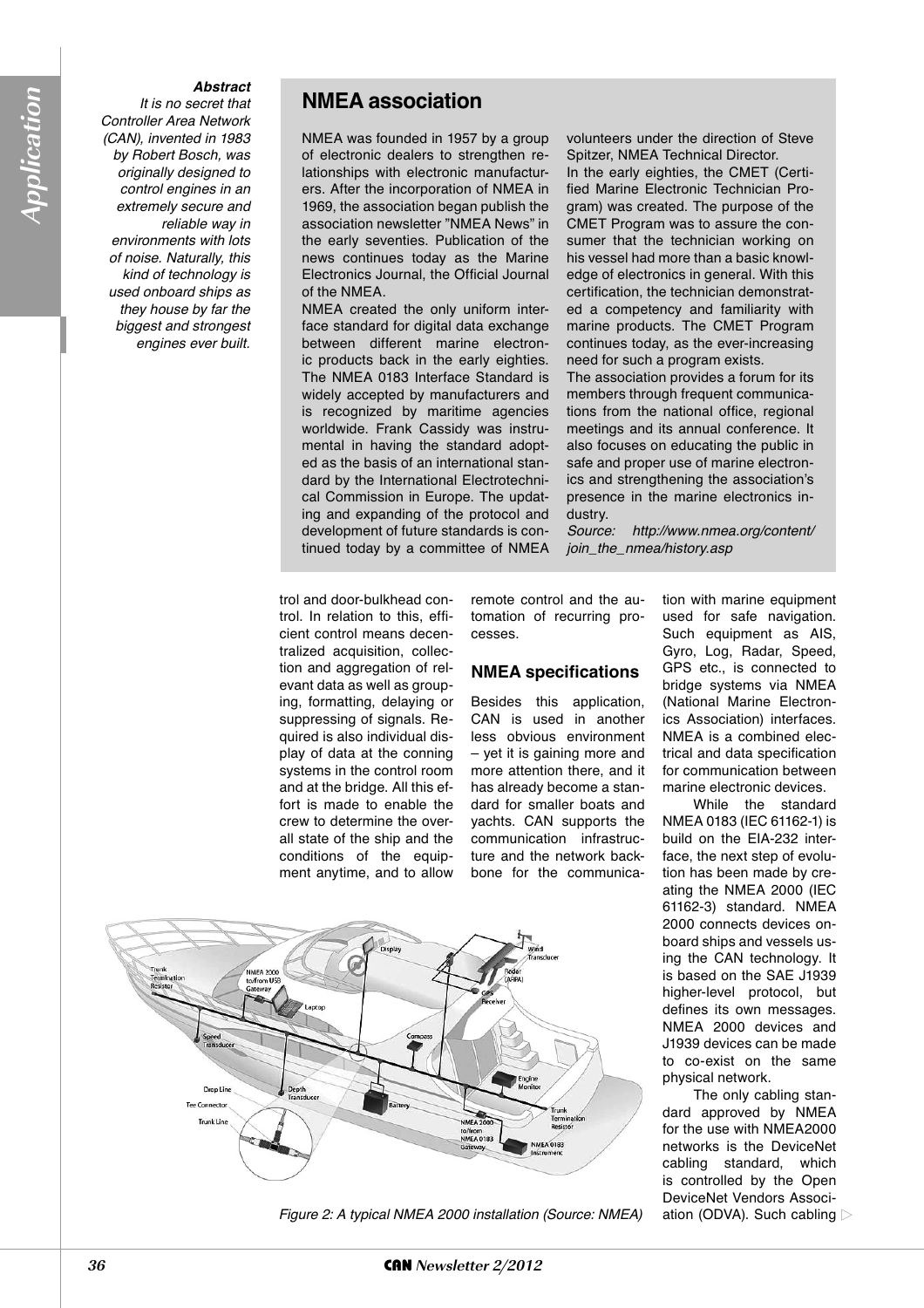**Abstract**

*It is no secret that Controller Area Network (CAN), invented in 1983 by Robert Bosch, was originally designed to control engines in an extremely secure and reliable way in environments with lots of noise. Naturally, this kind of technology is used onboard ships as they house by far the biggest and strongest engines ever built.*

## NMEA association

NMEA was founded in 1957 by a group of electronic dealers to strengthen relationships with electronic manufacturers. After the incorporation of NMEA in 1969, the association began publish the association newsletter "NMEA News" in the early seventies. Publication of the news continues today as the Marine Electronics Journal, the Official Journal of the NMEA.

NMEA created the only uniform interface standard for digital data exchange between different marine electronic products back in the early eighties. The NMEA 0183 Interface Standard is widely accepted by manufacturers and is recognized by maritime agencies worldwide. Frank Cassidy was instrumental in having the standard adopted as the basis of an international standard by the International Electrotechnical Commission in Europe. The updating and expanding of the protocol and development of future standards is continued today by a committee of NMEA volunteers under the direction of Steve Spitzer, NMEA Technical Director.

In the early eighties, the CMET (Certified Marine Electronic Technician Program) was created. The purpose of the CMET Program was to assure the consumer that the technician working on his vessel had more than a basic knowledge of electronics in general. With this certification, the technician demonstrated a competency and familiarity with marine products. The CMET Program continues today, as the ever-increasing need for such a program exists.

The association provides a forum for its members through frequent communications from the national office, regional meetings and its annual conference. It also focuses on educating the public in safe and proper use of marine electronics and strengthening the association's presence in the marine electronics industry.

*Source: http://www.nmea.org/content/join_the_nmea/history.asp*

trol and door-bulkhead control. In relation to this, efficient control means decentralized acquisition, collection and aggregation of relevant data as well as grouping, formatting, delaying or suppressing of signals. Required is also individual display of data at the conning systems in the control room and at the bridge. All this effort is made to enable the crew to determine the overall state of the ship and the conditions of the equipment anytime, and to allow remote control and the automation of recurring processes.

### NMEA specifications

Besides this application, CAN is used in another less obvious environment – yet it is gaining more and more attention there, and it has already become a standard for smaller boats and yachts. CAN supports the communication infrastructure and the network backbone for the communication with marine equipment used for safe navigation. Such equipment as AIS, Gyro, Log, Radar, Speed, GPS etc., is connected to bridge systems via NMEA (National Marine Electronics Association) interfaces. NMEA is a combined electrical and data specification for communication between marine electronic devices.

While the standard NMEA 0183 (IEC 61162-1) is build on the EIA-232 interface, the next step of evolution has been made by creating the NMEA 2000 (IEC 61162-3) standard. NMEA 2000 connects devices onboard ships and vessels using the CAN technology. It is based on the SAE J1939 higher-level protocol, but defines its own messages. NMEA 2000 devices and J1939 devices can be made to co-exist on the same physical network.

The only cabling standard approved by NMEA for the use with NMEA2000 networks is the DeviceNet cabling standard, which is controlled by the Open DeviceNet Vendors Association (ODVA). Such cabling

*Figure 2: A typical NMEA 2000 installation (Source: NMEA)*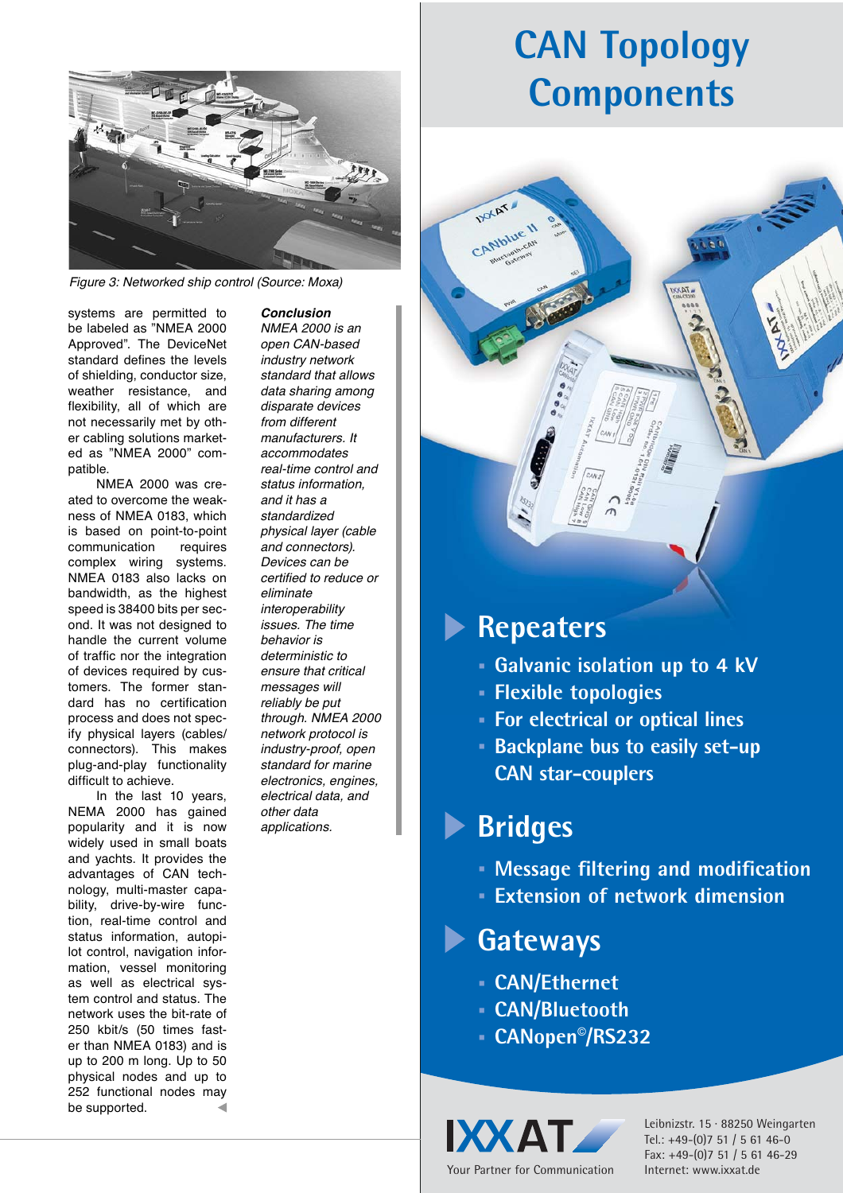Figure 3: Networked ship control (Source: Moxa)

systems are permitted to be labeled as "NMEA 2000 Approved". The DeviceNet standard defines the levels of shielding, conductor size, weather resistance, and flexibility, all of which are not necessarily met by other cabling solutions marketed as "NMEA 2000" compatible.

NMEA 2000 was created to overcome the weakness of NMEA 0183, which is based on point-to-point communication requires complex wiring systems. NMEA 0183 also lacks on bandwidth, as the highest speed is 38400 bits per second. It was not designed to handle the current volume of traffic nor the integration of devices required by customers. The former standard has no certification process and does not specify physical layers (cables/connectors). This makes plug-and-play functionality difficult to achieve.

In the last 10 years, NEMA 2000 has gained popularity and it is now widely used in small boats and yachts. It provides the advantages of CAN technology, multi-master capability, drive-by-wire function, real-time control and status information, autopilot control, navigation information, vessel monitoring as well as electrical system control and status. The network uses the bit-rate of 250 kbit/s (50 times faster than NMEA 0183) and is up to 200 m long. Up to 50 physical nodes and up to 252 functional nodes may be supported.

***Conclusion***

*NMEA 2000 is an open CAN-based industry network standard that allows data sharing among disparate devices from different manufacturers. It accommodates real-time control and status information, and it has a standardized physical layer (cable and connectors). Devices can be certified to reduce or eliminate interoperability issues. The time behavior is deterministic to ensure that critical messages will reliably be put through. NMEA 2000 network protocol is industry-proof, open standard for marine electronics, engines, electrical data, and other data applications.*

# CAN Topology Components

## Repeaters

- Galvanic isolation up to 4 kV
- Flexible topologies
- For electrical or optical lines
- Backplane bus to easily set-up CAN star-couplers

## Bridges

- Message filtering and modification
- Extension of network dimension

## Gateways

- CAN/Ethernet
- CAN/Bluetooth
- CANopen©/RS232

IXXAT
Your Partner for Communication

Leibnizstr. 15 · 88250 Weingarten
Tel.: +49-(0)7 51 / 5 61 46-0
Fax: +49-(0)7 51 / 5 61 46-29
Internet: www.ixxat.de